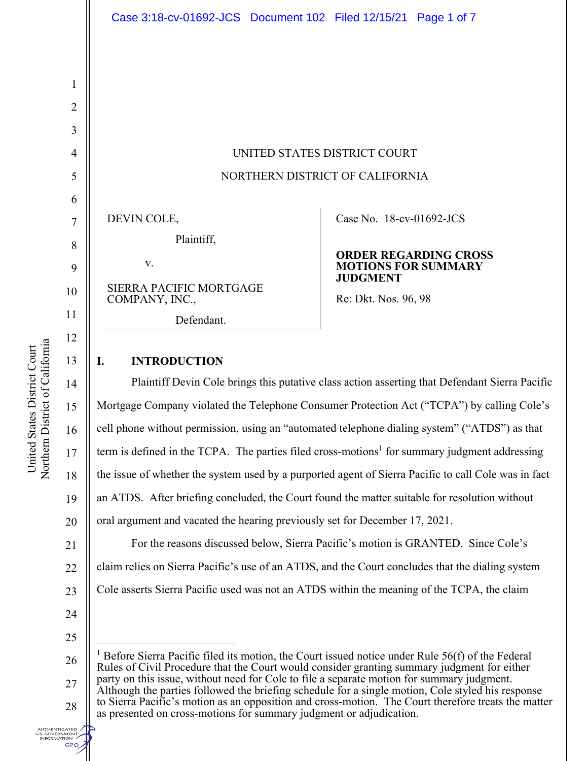UNITED STATES DISTRICT COURT

NORTHERN DISTRICT OF CALIFORNIA

| | |
|---|---|
| DEVIN COLE,<br>Plaintiff,<br>v.<br>SIERRA PACIFIC MORTGAGE COMPANY, INC.,<br>Defendant. | Case No. 18-cv-01692-JCS<br><br>**ORDER REGARDING CROSS MOTIONS FOR SUMMARY JUDGMENT**<br><br>Re: Dkt. Nos. 96, 98 |

## I. INTRODUCTION

Plaintiff Devin Cole brings this putative class action asserting that Defendant Sierra Pacific Mortgage Company violated the Telephone Consumer Protection Act ("TCPA") by calling Cole's cell phone without permission, using an "automated telephone dialing system" ("ATDS") as that term is defined in the TCPA. The parties filed cross-motions[1] for summary judgment addressing the issue of whether the system used by a purported agent of Sierra Pacific to call Cole was in fact an ATDS. After briefing concluded, the Court found the matter suitable for resolution without oral argument and vacated the hearing previously set for December 17, 2021.

For the reasons discussed below, Sierra Pacific's motion is GRANTED. Since Cole's claim relies on Sierra Pacific's use of an ATDS, and the Court concludes that the dialing system Cole asserts Sierra Pacific used was not an ATDS within the meaning of the TCPA, the claim

---

[1] Before Sierra Pacific filed its motion, the Court issued notice under Rule 56(f) of the Federal Rules of Civil Procedure that the Court would consider granting summary judgment for either party on this issue, without need for Cole to file a separate motion for summary judgment. Although the parties followed the briefing schedule for a single motion, Cole styled his response to Sierra Pacific's motion as an opposition and cross-motion. The Court therefore treats the matter as presented on cross-motions for summary judgment or adjudication.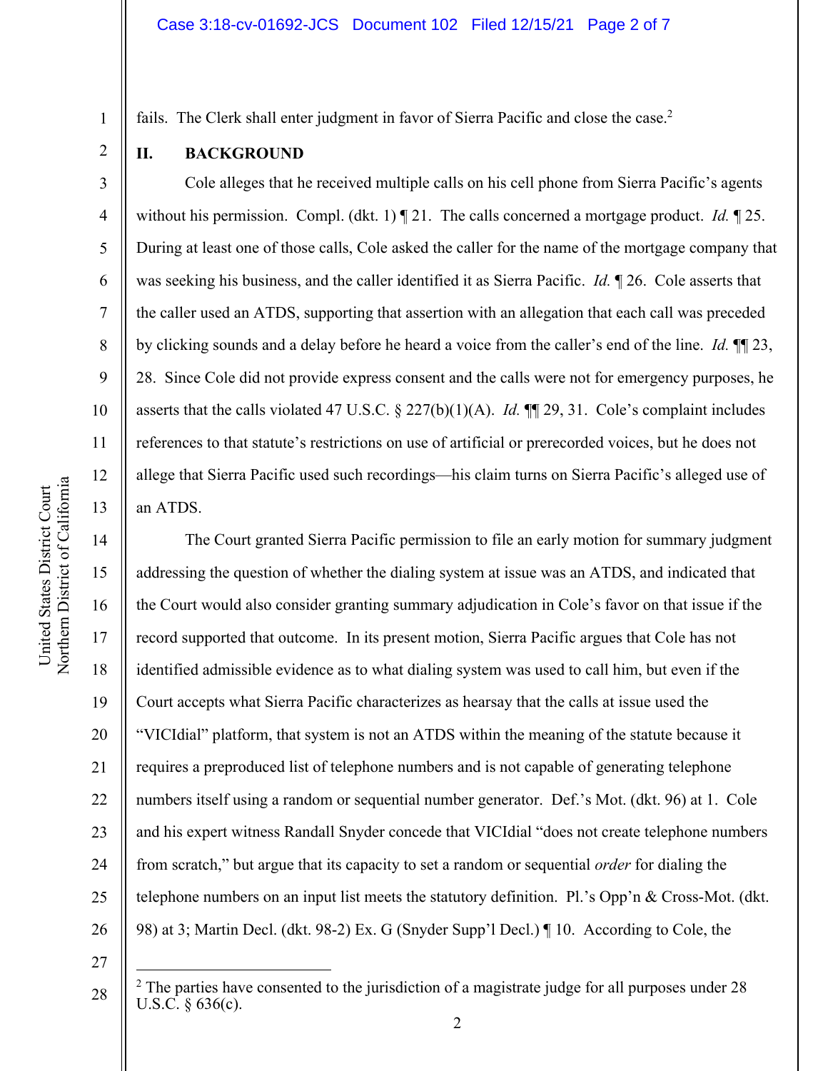fails. The Clerk shall enter judgment in favor of Sierra Pacific and close the case.[2]

## II. BACKGROUND

Cole alleges that he received multiple calls on his cell phone from Sierra Pacific's agents without his permission. Compl. (dkt. 1) ¶ 21. The calls concerned a mortgage product. *Id.* ¶ 25. During at least one of those calls, Cole asked the caller for the name of the mortgage company that was seeking his business, and the caller identified it as Sierra Pacific. *Id.* ¶ 26. Cole asserts that the caller used an ATDS, supporting that assertion with an allegation that each call was preceded by clicking sounds and a delay before he heard a voice from the caller's end of the line. *Id.* ¶¶ 23, 28. Since Cole did not provide express consent and the calls were not for emergency purposes, he asserts that the calls violated 47 U.S.C. § 227(b)(1)(A). *Id.* ¶¶ 29, 31. Cole's complaint includes references to that statute's restrictions on use of artificial or prerecorded voices, but he does not allege that Sierra Pacific used such recordings—his claim turns on Sierra Pacific's alleged use of an ATDS.

The Court granted Sierra Pacific permission to file an early motion for summary judgment addressing the question of whether the dialing system at issue was an ATDS, and indicated that the Court would also consider granting summary adjudication in Cole's favor on that issue if the record supported that outcome. In its present motion, Sierra Pacific argues that Cole has not identified admissible evidence as to what dialing system was used to call him, but even if the Court accepts what Sierra Pacific characterizes as hearsay that the calls at issue used the "VICIdial" platform, that system is not an ATDS within the meaning of the statute because it requires a preproduced list of telephone numbers and is not capable of generating telephone numbers itself using a random or sequential number generator. Def.'s Mot. (dkt. 96) at 1. Cole and his expert witness Randall Snyder concede that VICIdial "does not create telephone numbers from scratch," but argue that its capacity to set a random or sequential *order* for dialing the telephone numbers on an input list meets the statutory definition. Pl.'s Opp'n & Cross-Mot. (dkt. 98) at 3; Martin Decl. (dkt. 98-2) Ex. G (Snyder Supp'l Decl.) ¶ 10. According to Cole, the

[2] The parties have consented to the jurisdiction of a magistrate judge for all purposes under 28 U.S.C. § 636(c).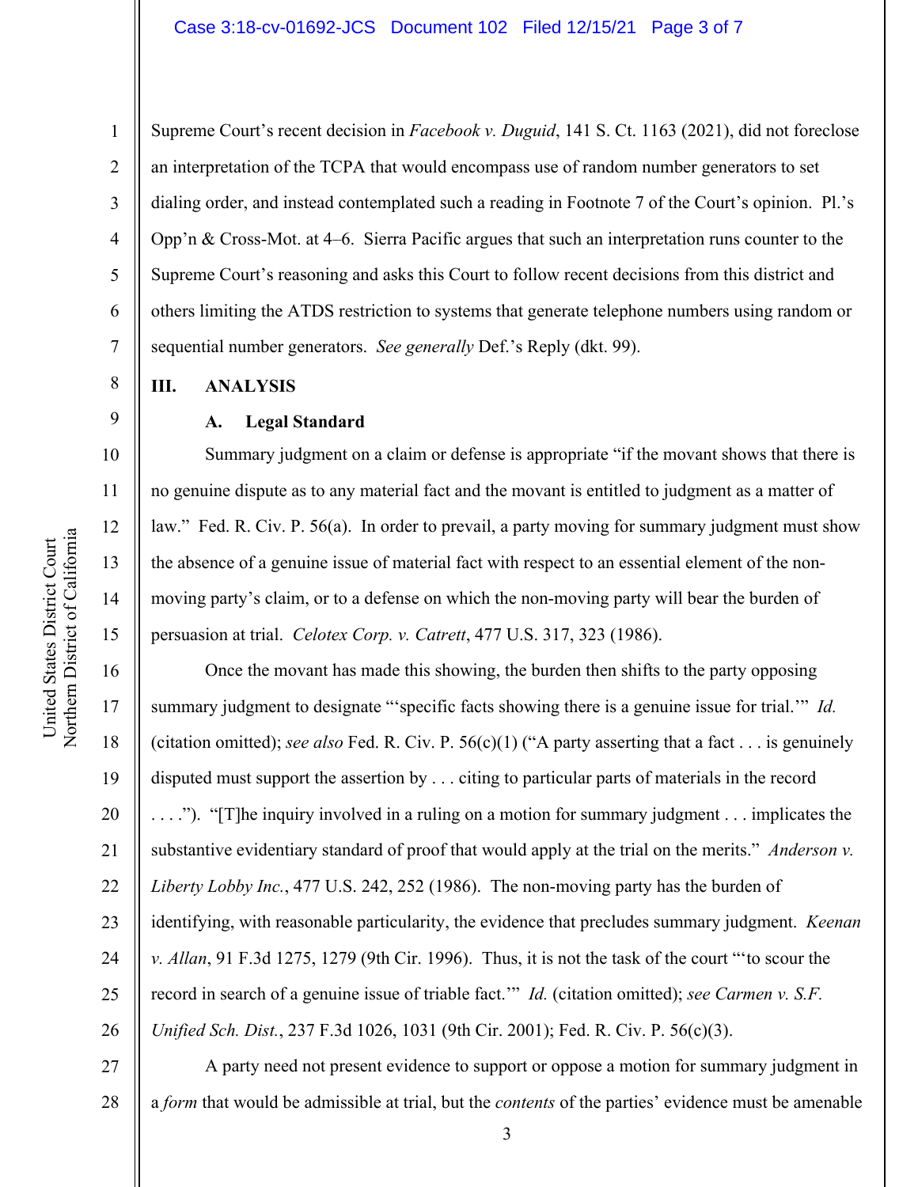Supreme Court's recent decision in *Facebook v. Duguid*, 141 S. Ct. 1163 (2021), did not foreclose an interpretation of the TCPA that would encompass use of random number generators to set dialing order, and instead contemplated such a reading in Footnote 7 of the Court's opinion. Pl.'s Opp'n & Cross-Mot. at 4–6. Sierra Pacific argues that such an interpretation runs counter to the Supreme Court's reasoning and asks this Court to follow recent decisions from this district and others limiting the ATDS restriction to systems that generate telephone numbers using random or sequential number generators. *See generally* Def.'s Reply (dkt. 99).

## III. ANALYSIS

### A. Legal Standard

Summary judgment on a claim or defense is appropriate "if the movant shows that there is no genuine dispute as to any material fact and the movant is entitled to judgment as a matter of law." Fed. R. Civ. P. 56(a). In order to prevail, a party moving for summary judgment must show the absence of a genuine issue of material fact with respect to an essential element of the non-moving party's claim, or to a defense on which the non-moving party will bear the burden of persuasion at trial. *Celotex Corp. v. Catrett*, 477 U.S. 317, 323 (1986).

Once the movant has made this showing, the burden then shifts to the party opposing summary judgment to designate "'specific facts showing there is a genuine issue for trial.'" *Id.* (citation omitted); *see also* Fed. R. Civ. P. 56(c)(1) ("A party asserting that a fact . . . is genuinely disputed must support the assertion by . . . citing to particular parts of materials in the record . . . ."). "[T]he inquiry involved in a ruling on a motion for summary judgment . . . implicates the substantive evidentiary standard of proof that would apply at the trial on the merits." *Anderson v. Liberty Lobby Inc.*, 477 U.S. 242, 252 (1986). The non-moving party has the burden of identifying, with reasonable particularity, the evidence that precludes summary judgment. *Keenan v. Allan*, 91 F.3d 1275, 1279 (9th Cir. 1996). Thus, it is not the task of the court "'to scour the record in search of a genuine issue of triable fact.'" *Id.* (citation omitted); *see Carmen v. S.F. Unified Sch. Dist.*, 237 F.3d 1026, 1031 (9th Cir. 2001); Fed. R. Civ. P. 56(c)(3).

A party need not present evidence to support or oppose a motion for summary judgment in a *form* that would be admissible at trial, but the *contents* of the parties' evidence must be amenable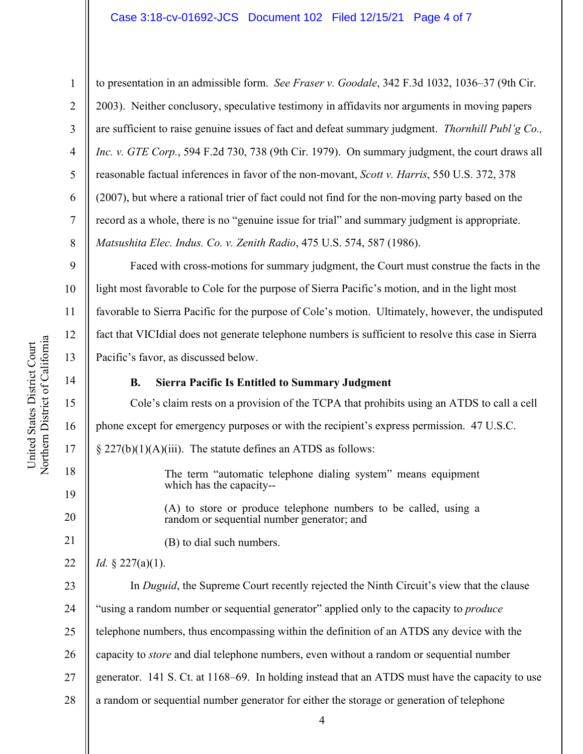to presentation in an admissible form. *See Fraser v. Goodale*, 342 F.3d 1032, 1036–37 (9th Cir. 2003). Neither conclusory, speculative testimony in affidavits nor arguments in moving papers are sufficient to raise genuine issues of fact and defeat summary judgment. *Thornhill Publ'g Co., Inc. v. GTE Corp.*, 594 F.2d 730, 738 (9th Cir. 1979). On summary judgment, the court draws all reasonable factual inferences in favor of the non-movant, *Scott v. Harris*, 550 U.S. 372, 378 (2007), but where a rational trier of fact could not find for the non-moving party based on the record as a whole, there is no "genuine issue for trial" and summary judgment is appropriate. *Matsushita Elec. Indus. Co. v. Zenith Radio*, 475 U.S. 574, 587 (1986).

Faced with cross-motions for summary judgment, the Court must construe the facts in the light most favorable to Cole for the purpose of Sierra Pacific's motion, and in the light most favorable to Sierra Pacific for the purpose of Cole's motion. Ultimately, however, the undisputed fact that VICIdial does not generate telephone numbers is sufficient to resolve this case in Sierra Pacific's favor, as discussed below.

### B. Sierra Pacific Is Entitled to Summary Judgment

Cole's claim rests on a provision of the TCPA that prohibits using an ATDS to call a cell phone except for emergency purposes or with the recipient's express permission. 47 U.S.C. § 227(b)(1)(A)(iii). The statute defines an ATDS as follows:

> The term "automatic telephone dialing system" means equipment which has the capacity--
>
> (A) to store or produce telephone numbers to be called, using a random or sequential number generator; and
>
> (B) to dial such numbers.

*Id.* § 227(a)(1).

In *Duguid*, the Supreme Court recently rejected the Ninth Circuit's view that the clause "using a random number or sequential generator" applied only to the capacity to *produce* telephone numbers, thus encompassing within the definition of an ATDS any device with the capacity to *store* and dial telephone numbers, even without a random or sequential number generator. 141 S. Ct. at 1168–69. In holding instead that an ATDS must have the capacity to use a random or sequential number generator for either the storage or generation of telephone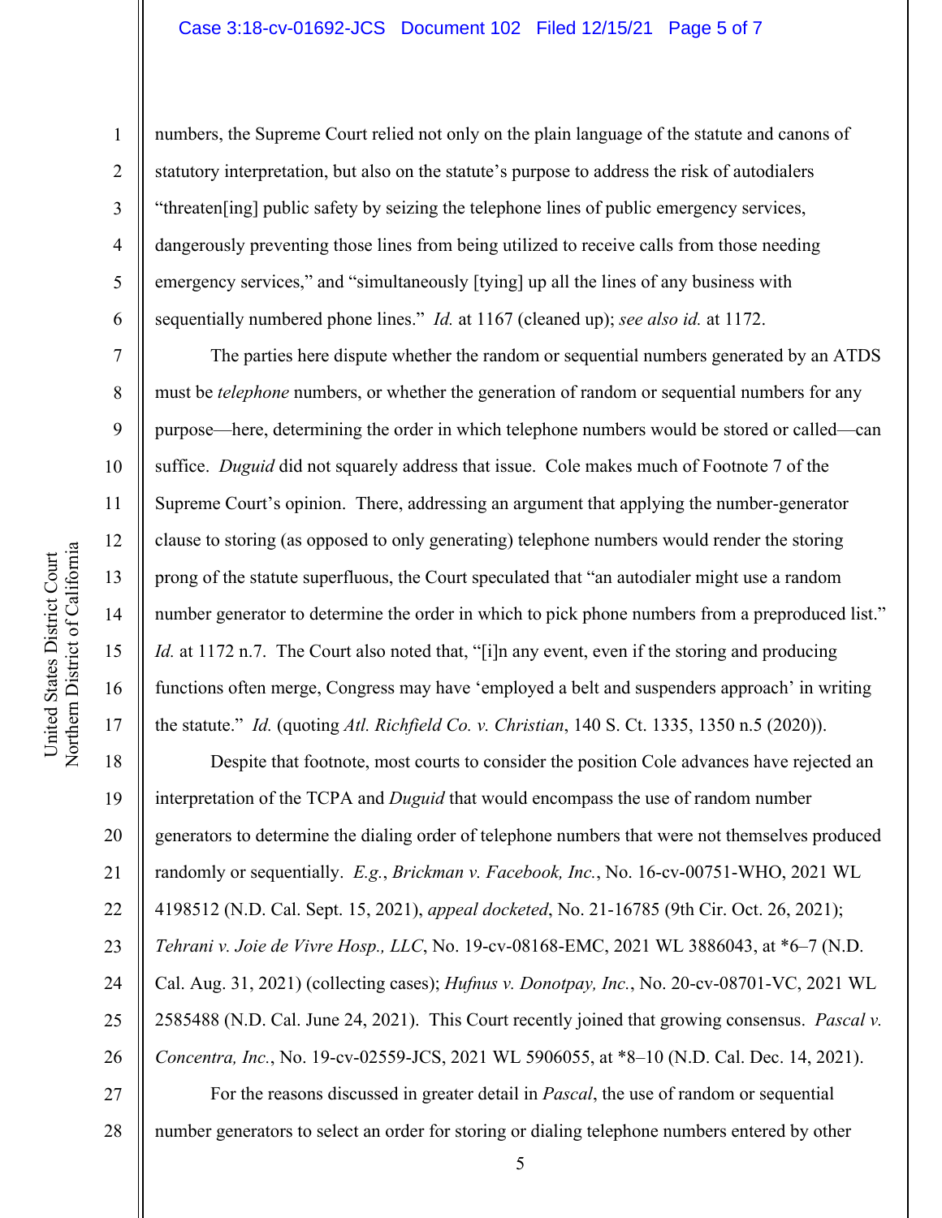numbers, the Supreme Court relied not only on the plain language of the statute and canons of statutory interpretation, but also on the statute's purpose to address the risk of autodialers "threaten[ing] public safety by seizing the telephone lines of public emergency services, dangerously preventing those lines from being utilized to receive calls from those needing emergency services," and "simultaneously [tying] up all the lines of any business with sequentially numbered phone lines." *Id.* at 1167 (cleaned up); *see also id.* at 1172.

The parties here dispute whether the random or sequential numbers generated by an ATDS must be *telephone* numbers, or whether the generation of random or sequential numbers for any purpose—here, determining the order in which telephone numbers would be stored or called—can suffice. *Duguid* did not squarely address that issue. Cole makes much of Footnote 7 of the Supreme Court's opinion. There, addressing an argument that applying the number-generator clause to storing (as opposed to only generating) telephone numbers would render the storing prong of the statute superfluous, the Court speculated that "an autodialer might use a random number generator to determine the order in which to pick phone numbers from a preproduced list." *Id.* at 1172 n.7. The Court also noted that, "[i]n any event, even if the storing and producing functions often merge, Congress may have 'employed a belt and suspenders approach' in writing the statute." *Id.* (quoting *Atl. Richfield Co. v. Christian*, 140 S. Ct. 1335, 1350 n.5 (2020)).

Despite that footnote, most courts to consider the position Cole advances have rejected an interpretation of the TCPA and *Duguid* that would encompass the use of random number generators to determine the dialing order of telephone numbers that were not themselves produced randomly or sequentially. *E.g.*, *Brickman v. Facebook, Inc.*, No. 16-cv-00751-WHO, 2021 WL 4198512 (N.D. Cal. Sept. 15, 2021), *appeal docketed*, No. 21-16785 (9th Cir. Oct. 26, 2021); *Tehrani v. Joie de Vivre Hosp., LLC*, No. 19-cv-08168-EMC, 2021 WL 3886043, at *6–7 (N.D. Cal. Aug. 31, 2021) (collecting cases); *Hufnus v. Donotpay, Inc.*, No. 20-cv-08701-VC, 2021 WL 2585488 (N.D. Cal. June 24, 2021). This Court recently joined that growing consensus. *Pascal v. Concentra, Inc.*, No. 19-cv-02559-JCS, 2021 WL 5906055, at *8–10 (N.D. Cal. Dec. 14, 2021).

For the reasons discussed in greater detail in *Pascal*, the use of random or sequential number generators to select an order for storing or dialing telephone numbers entered by other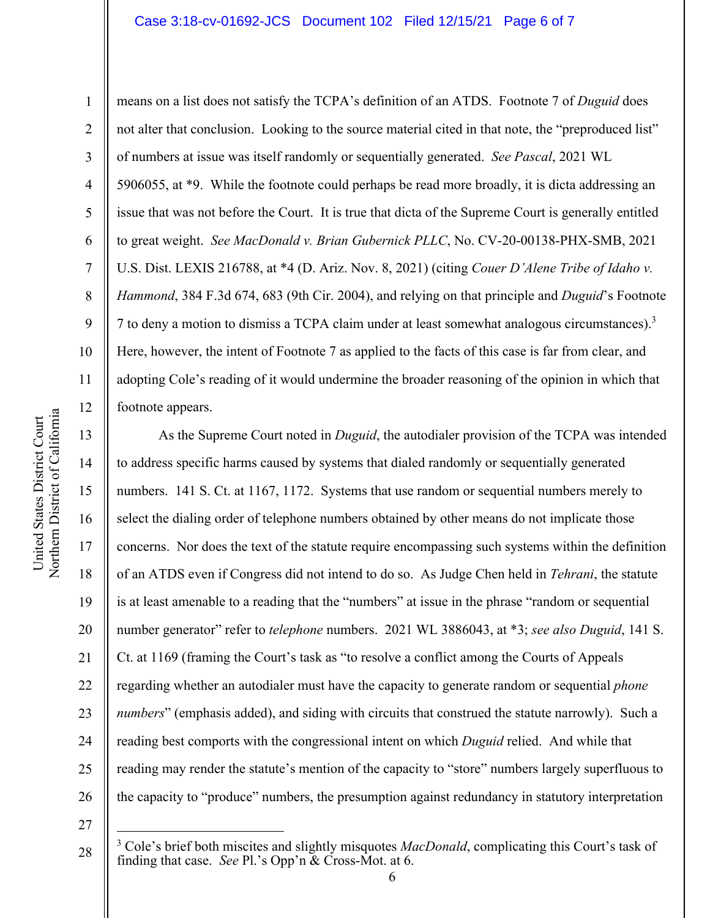means on a list does not satisfy the TCPA's definition of an ATDS. Footnote 7 of *Duguid* does not alter that conclusion. Looking to the source material cited in that note, the "preproduced list" of numbers at issue was itself randomly or sequentially generated. *See Pascal*, 2021 WL 5906055, at *9. While the footnote could perhaps be read more broadly, it is dicta addressing an issue that was not before the Court. It is true that dicta of the Supreme Court is generally entitled to great weight. *See MacDonald v. Brian Gubernick PLLC*, No. CV-20-00138-PHX-SMB, 2021 U.S. Dist. LEXIS 216788, at *4 (D. Ariz. Nov. 8, 2021) (citing *Couer D'Alene Tribe of Idaho v. Hammond*, 384 F.3d 674, 683 (9th Cir. 2004), and relying on that principle and *Duguid*'s Footnote 7 to deny a motion to dismiss a TCPA claim under at least somewhat analogous circumstances).[3] Here, however, the intent of Footnote 7 as applied to the facts of this case is far from clear, and adopting Cole's reading of it would undermine the broader reasoning of the opinion in which that footnote appears.

As the Supreme Court noted in *Duguid*, the autodialer provision of the TCPA was intended to address specific harms caused by systems that dialed randomly or sequentially generated numbers. 141 S. Ct. at 1167, 1172. Systems that use random or sequential numbers merely to select the dialing order of telephone numbers obtained by other means do not implicate those concerns. Nor does the text of the statute require encompassing such systems within the definition of an ATDS even if Congress did not intend to do so. As Judge Chen held in *Tehrani*, the statute is at least amenable to a reading that the "numbers" at issue in the phrase "random or sequential number generator" refer to *telephone* numbers. 2021 WL 3886043, at *3; *see also Duguid*, 141 S. Ct. at 1169 (framing the Court's task as "to resolve a conflict among the Courts of Appeals regarding whether an autodialer must have the capacity to generate random or sequential *phone numbers*" (emphasis added), and siding with circuits that construed the statute narrowly). Such a reading best comports with the congressional intent on which *Duguid* relied. And while that reading may render the statute's mention of the capacity to "store" numbers largely superfluous to the capacity to "produce" numbers, the presumption against redundancy in statutory interpretation

[3] Cole's brief both miscites and slightly misquotes *MacDonald*, complicating this Court's task of finding that case. *See* Pl.'s Opp'n & Cross-Mot. at 6.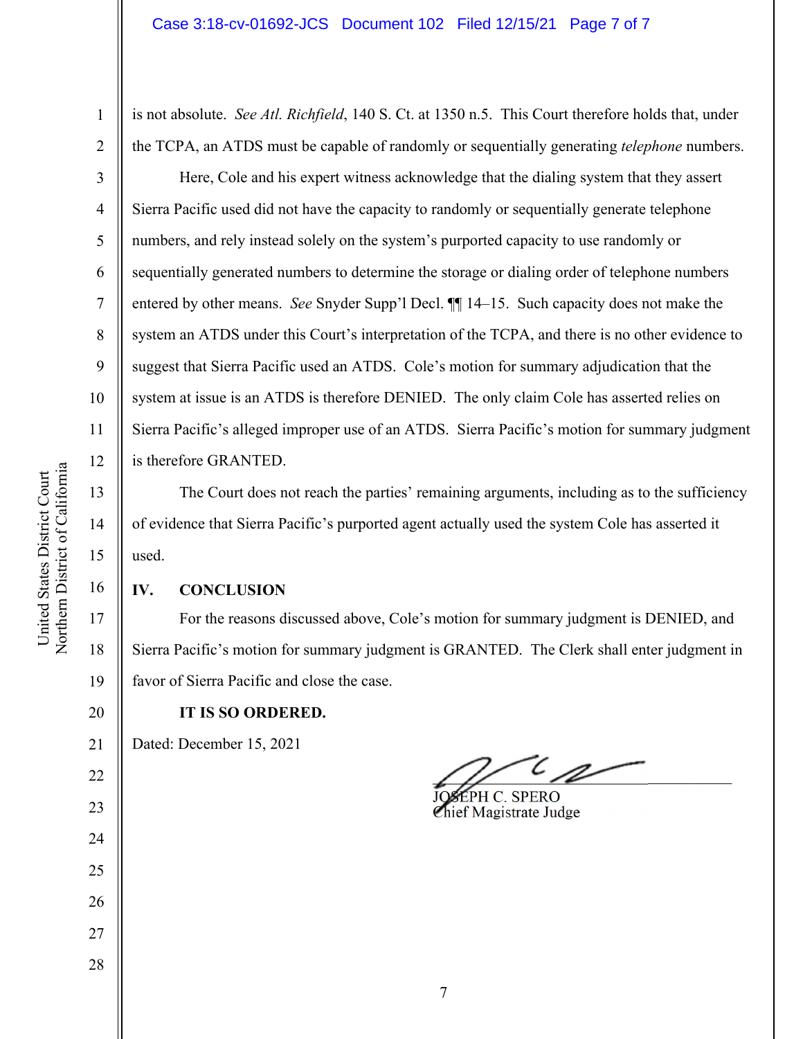is not absolute. *See Atl. Richfield*, 140 S. Ct. at 1350 n.5. This Court therefore holds that, under the TCPA, an ATDS must be capable of randomly or sequentially generating *telephone* numbers.

Here, Cole and his expert witness acknowledge that the dialing system that they assert Sierra Pacific used did not have the capacity to randomly or sequentially generate telephone numbers, and rely instead solely on the system's purported capacity to use randomly or sequentially generated numbers to determine the storage or dialing order of telephone numbers entered by other means. *See* Snyder Supp'l Decl. ¶¶ 14–15. Such capacity does not make the system an ATDS under this Court's interpretation of the TCPA, and there is no other evidence to suggest that Sierra Pacific used an ATDS. Cole's motion for summary adjudication that the system at issue is an ATDS is therefore DENIED. The only claim Cole has asserted relies on Sierra Pacific's alleged improper use of an ATDS. Sierra Pacific's motion for summary judgment is therefore GRANTED.

The Court does not reach the parties' remaining arguments, including as to the sufficiency of evidence that Sierra Pacific's purported agent actually used the system Cole has asserted it used.

## IV. CONCLUSION

For the reasons discussed above, Cole's motion for summary judgment is DENIED, and Sierra Pacific's motion for summary judgment is GRANTED. The Clerk shall enter judgment in favor of Sierra Pacific and close the case.

**IT IS SO ORDERED.**

Dated: December 15, 2021

JOSEPH C. SPERO
Chief Magistrate Judge